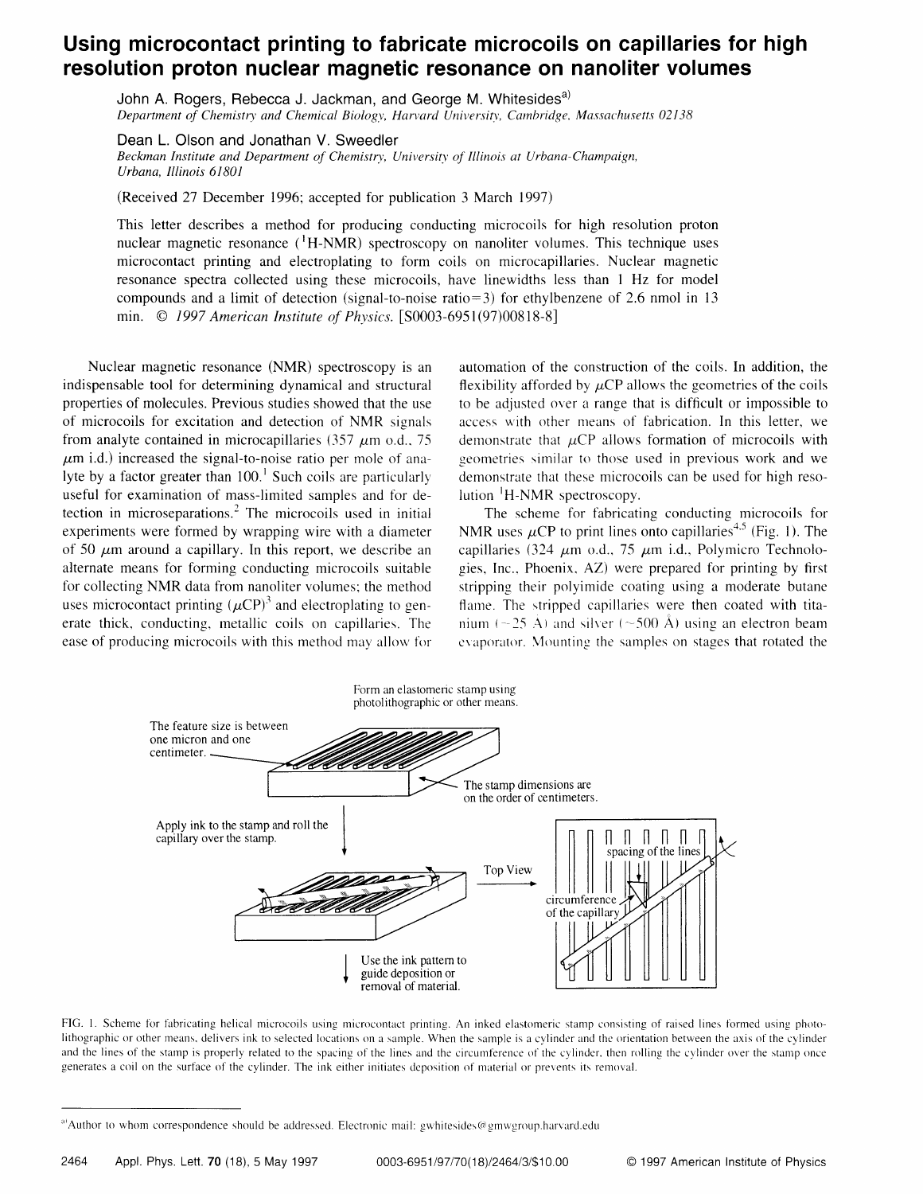# Using microcontact printing to fabricate microcoils on capillaries for high resolution proton nuclear magnetic resonance on nanoliter volumes

John A. Rogers, Rebecca J. Jackman, and George M. Whitesides[a]
*Department of Chemistry and Chemical Biology, Harvard University, Cambridge, Massachusetts 02138*

Dean L. Olson and Jonathan V. Sweedler
*Beckman Institute and Department of Chemistry, University of Illinois at Urbana-Champaign, Urbana, Illinois 61801*

(Received 27 December 1996; accepted for publication 3 March 1997)

This letter describes a method for producing conducting microcoils for high resolution proton nuclear magnetic resonance ($^1$H-NMR) spectroscopy on nanoliter volumes. This technique uses microcontact printing and electroplating to form coils on microcapillaries. Nuclear magnetic resonance spectra collected using these microcoils, have linewidths less than 1 Hz for model compounds and a limit of detection (signal-to-noise ratio=3) for ethylbenzene of 2.6 nmol in 13 min. © *1997 American Institute of Physics.* [S0003-6951(97)00818-8]

Nuclear magnetic resonance (NMR) spectroscopy is an indispensable tool for determining dynamical and structural properties of molecules. Previous studies showed that the use of microcoils for excitation and detection of NMR signals from analyte contained in microcapillaries (357 μm o.d., 75 μm i.d.) increased the signal-to-noise ratio per mole of analyte by a factor greater than 100.[1] Such coils are particularly useful for examination of mass-limited samples and for detection in microseparations.[2] The microcoils used in initial experiments were formed by wrapping wire with a diameter of 50 μm around a capillary. In this report, we describe an alternate means for forming conducting microcoils suitable for collecting NMR data from nanoliter volumes; the method uses microcontact printing (μCP)[3] and electroplating to generate thick, conducting, metallic coils on capillaries. The ease of producing microcoils with this method may allow for automation of the construction of the coils. In addition, the flexibility afforded by μCP allows the geometries of the coils to be adjusted over a range that is difficult or impossible to access with other means of fabrication. In this letter, we demonstrate that μCP allows formation of microcoils with geometries similar to those used in previous work and we demonstrate that these microcoils can be used for high resolution $^1$H-NMR spectroscopy.

The scheme for fabricating conducting microcoils for NMR uses μCP to print lines onto capillaries[4,5] (Fig. 1). The capillaries (324 μm o.d., 75 μm i.d., Polymicro Technologies, Inc., Phoenix, AZ) were prepared for printing by first stripping their polyimide coating using a moderate butane flame. The stripped capillaries were then coated with titanium (~25 Å) and silver (~500 Å) using an electron beam evaporator. Mounting the samples on stages that rotated the

FIG. 1. Scheme for fabricating helical microcoils using microcontact printing. An inked elastomeric stamp consisting of raised lines formed using photolithographic or other means, delivers ink to selected locations on a sample. When the sample is a cylinder and the orientation between the axis of the cylinder and the lines of the stamp is properly related to the spacing of the lines and the circumference of the cylinder, then rolling the cylinder over the stamp once generates a coil on the surface of the cylinder. The ink either initiates deposition of material or prevents its removal.

[a] Author to whom correspondence should be addressed. Electronic mail: gwhitesides@gmwgroup.harvard.edu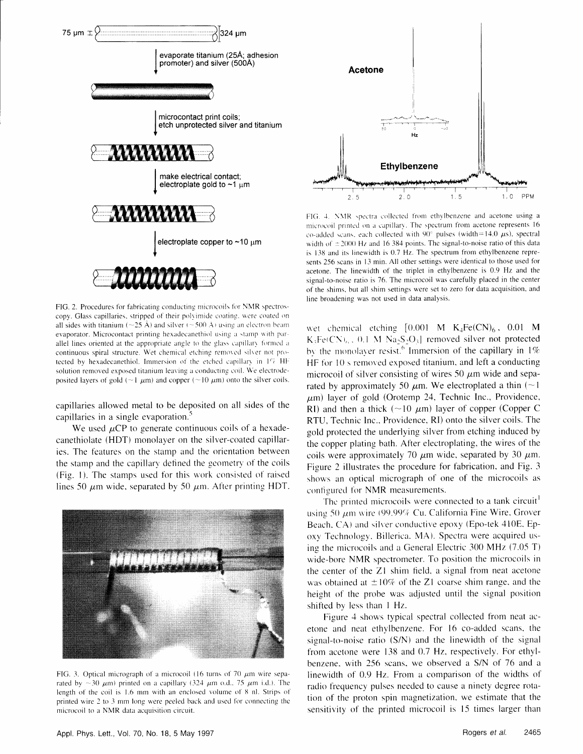FIG. 2. Procedures for fabricating conducting microcoils for NMR spectroscopy. Glass capillaries, stripped of their polyimide coating, were coated on all sides with titanium (~25 Å) and silver (~500 Å) using an electron beam evaporator. Microcontact printing hexadecanethiol using a stamp with parallel lines oriented at the appropriate angle to the glass capillary formed a continuous spiral structure. Wet chemical etching removed silver not protected by hexadecanethiol. Immersion of the etched capillary in 1% HF solution removed exposed titanium leaving a conducting coil. We electrodeposited layers of gold (~1 $\mu$m) and copper (~10 $\mu$m) onto the silver coils.

capillaries allowed metal to be deposited on all sides of the capillaries in a single evaporation.[5]

We used $\mu$CP to generate continuous coils of a hexadecanethiolate (HDT) monolayer on the silver-coated capillaries. The features on the stamp and the orientation between the stamp and the capillary defined the geometry of the coils (Fig. 1). The stamps used for this work consisted of raised lines 50 $\mu$m wide, separated by 50 $\mu$m. After printing HDT, wet chemical etching [0.001 M $K_4Fe(CN)_6$, 0.01 M $K_3Fe(CN)_6$, 0.1 M $Na_2S_2O_3$] removed silver not protected by the monolayer resist.[6] Immersion of the capillary in 1% HF for 10 s removed exposed titanium, and left a conducting microcoil of silver consisting of wires 50 $\mu$m wide and separated by approximately 50 $\mu$m. We electroplated a thin (~1 $\mu$m) layer of gold (Orotemp 24, Technic Inc., Providence, RI) and then a thick (~10 $\mu$m) layer of copper (Copper C RTU, Technic Inc., Providence, RI) onto the silver coils. The gold protected the underlying silver from etching induced by the copper plating bath. After electroplating, the wires of the coils were approximately 70 $\mu$m wide, separated by 30 $\mu$m. Figure 2 illustrates the procedure for fabrication, and Fig. 3 shows an optical micrograph of one of the microcoils as configured for NMR measurements.

FIG. 3. Optical micrograph of a microcoil (16 turns of 70 $\mu$m wire separated by ~30 $\mu$m) printed on a capillary (324 $\mu$m o.d., 75 $\mu$m i.d.). The length of the coil is 1.6 mm with an enclosed volume of 8 nl. Strips of printed wire 2 to 3 mm long were peeled back and used for connecting the microcoil to a NMR data acquisition circuit.

FIG. 4. NMR spectra collected from ethylbenzene and acetone using a microcoil printed on a capillary. The spectrum from acetone represents 16 co-added scans, each collected with 90° pulses (width=14.0 $\mu$s), spectral width of ±2000 Hz and 16 384 points. The signal-to-noise ratio of this data is 138 and its linewidth is 0.7 Hz. The spectrum from ethylbenzene represents 256 scans in 13 min. All other settings were identical to those used for acetone. The linewidth of the triplet in ethylbenzene is 0.9 Hz and the signal-to-noise ratio is 76. The microcoil was carefully placed in the center of the shims, but all shim settings were set to zero for data acquisition, and line broadening was not used in data analysis.

The printed microcoils were connected to a tank circuit[1] using 50 $\mu$m wire (99.99% Cu, California Fine Wire, Grover Beach, CA) and silver conductive epoxy (Epo-tek 410E, Epoxy Technology, Billerica, MA). Spectra were acquired using the microcoils and a General Electric 300 MHz (7.05 T) wide-bore NMR spectrometer. To position the microcoils in the center of the Z1 shim field, a signal from neat acetone was obtained at ±10% of the Z1 coarse shim range, and the height of the probe was adjusted until the signal position shifted by less than 1 Hz.

Figure 4 shows typical spectral collected from neat acetone and neat ethylbenzene. For 16 co-added scans, the signal-to-noise ratio (S/N) and the linewidth of the signal from acetone were 138 and 0.7 Hz, respectively. For ethylbenzene, with 256 scans, we observed a S/N of 76 and a linewidth of 0.9 Hz. From a comparison of the widths of radio frequency pulses needed to cause a ninety degree rotation of the proton spin magnetization, we estimate that the sensitivity of the printed microcoil is 15 times larger than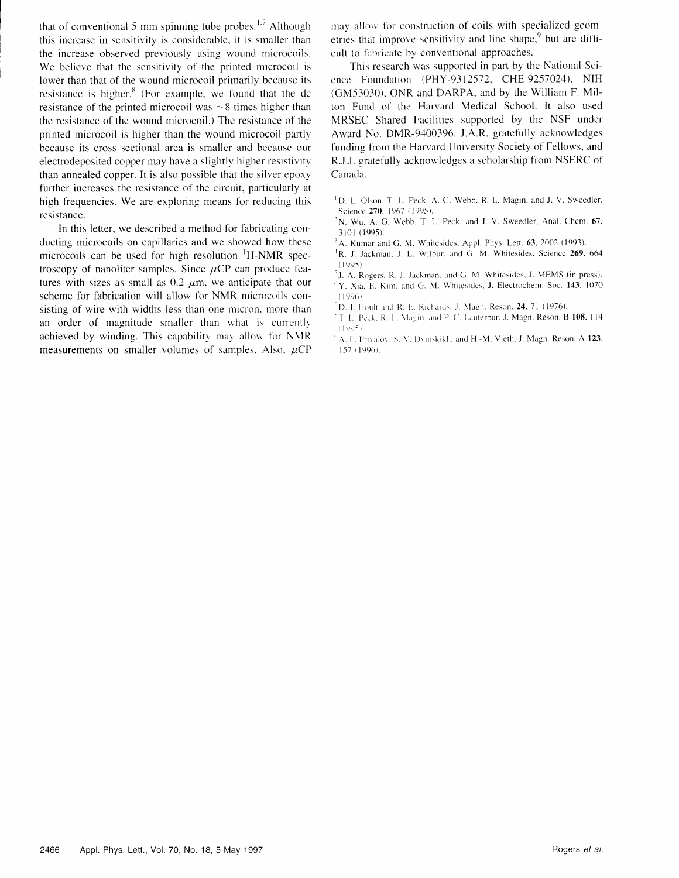that of conventional 5 mm spinning tube probes.[1,7] Although this increase in sensitivity is considerable, it is smaller than the increase observed previously using wound microcoils. We believe that the sensitivity of the printed microcoil is lower than that of the wound microcoil primarily because its resistance is higher.[8] (For example, we found that the dc resistance of the printed microcoil was ~8 times higher than the resistance of the wound microcoil.) The resistance of the printed microcoil is higher than the wound microcoil partly because its cross sectional area is smaller and because our electrodeposited copper may have a slightly higher resistivity than annealed copper. It is also possible that the silver epoxy further increases the resistance of the circuit, particularly at high frequencies. We are exploring means for reducing this resistance.

In this letter, we described a method for fabricating conducting microcoils on capillaries and we showed how these microcoils can be used for high resolution $^{1}$H-NMR spectroscopy of nanoliter samples. Since $\mu$CP can produce features with sizes as small as 0.2 $\mu$m, we anticipate that our scheme for fabrication will allow for NMR microcoils consisting of wire with widths less than one micron, more than an order of magnitude smaller than what is currently achieved by winding. This capability may allow for NMR measurements on smaller volumes of samples. Also, $\mu$CP may allow for construction of coils with specialized geometries that improve sensitivity and line shape,[9] but are difficult to fabricate by conventional approaches.

This research was supported in part by the National Science Foundation (PHY-9312572, CHE-9257024), NIH (GM53030), ONR and DARPA, and by the William F. Milton Fund of the Harvard Medical School. It also used MRSEC Shared Facilities supported by the NSF under Award No. DMR-9400396. J.A.R. gratefully acknowledges funding from the Harvard University Society of Fellows, and R.J.J. gratefully acknowledges a scholarship from NSERC of Canada.

[1] D. L. Olson, T. L. Peck, A. G. Webb, R. L. Magin, and J. V. Sweedler, Science **270**, 1967 (1995).

[2] N. Wu, A. G. Webb, T. L. Peck, and J. V. Sweedler, Anal. Chem. **67**, 3101 (1995).

[3] A. Kumar and G. M. Whitesides, Appl. Phys. Lett. **63**, 2002 (1993).

[4] R. J. Jackman, J. L. Wilbur, and G. M. Whitesides, Science **269**, 664 (1995).

[5] J. A. Rogers, R. J. Jackman, and G. M. Whitesides, J. MEMS (in press).

[6] Y. Xia, E. Kim, and G. M. Whitesides, J. Electrochem. Soc. **143**, 1070 (1996).

[7] D. I. Hoult and R. E. Richards, J. Magn. Reson. **24**, 71 (1976).

[8] T. L. Peck, R. L. Magin, and P. C. Lauterbur, J. Magn. Reson. B **108**, 114 (1995).

[9] A. F. Privalov, S. V. Dvinskikh, and H.-M. Vieth, J. Magn. Reson. A **123**, 157 (1996).